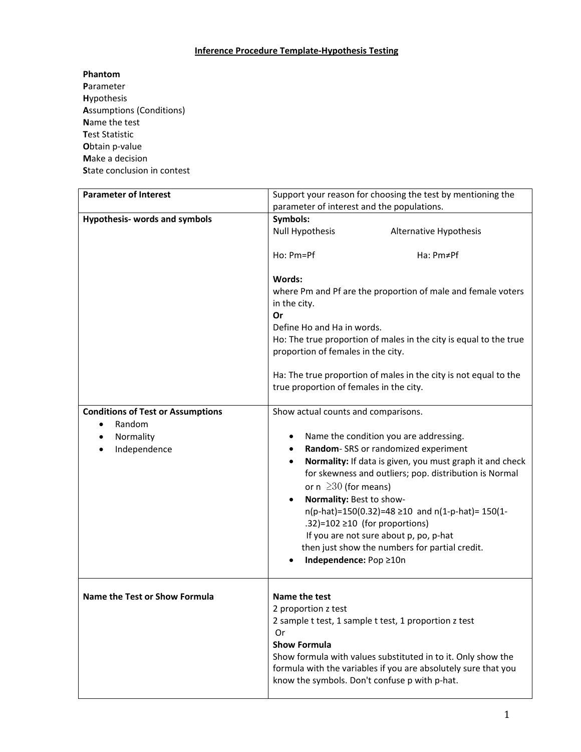# Inference Procedure Template-Hypothesis Testing

**Phantom**
**P**arameter
**H**ypothesis
**A**ssumptions (Conditions)
**N**ame the test
**T**est Statistic
**O**btain p-value
**M**ake a decision
**S**tate conclusion in contest

| **Parameter of Interest** | Support your reason for choosing the test by mentioning the parameter of interest and the populations. |
|---|---|
| **Hypothesis- words and symbols** | **Symbols:**<br>Null Hypothesis Alternative Hypothesis<br><br>Ho: Pm=Pf Ha: Pm≠Pf<br><br>**Words:**<br>where Pm and Pf are the proportion of male and female voters in the city.<br>**Or**<br>Define Ho and Ha in words.<br>Ho: The true proportion of males in the city is equal to the true proportion of females in the city.<br><br>Ha: The true proportion of males in the city is not equal to the true proportion of females in the city. |
| **Conditions of Test or Assumptions**<br>• Random<br>• Normality<br>• Independence | Show actual counts and comparisons.<br><br>• Name the condition you are addressing.<br>• **Random**- SRS or randomized experiment<br>• **Normality:** If data is given, you must graph it and check for skewness and outliers; pop. distribution is Normal or n $\geq 30$ (for means)<br>• **Normality:** Best to show- n(p-hat)=150(0.32)=48 ≥10 and n(1-p-hat)= 150(1-.32)=102 ≥10 (for proportions)<br>If you are not sure about p, po, p-hat then just show the numbers for partial credit.<br>• **Independence:** Pop ≥10n |
| **Name the Test or Show Formula** | **Name the test**<br>2 proportion z test<br>2 sample t test, 1 sample t test, 1 proportion z test<br>Or<br>**Show Formula**<br>Show formula with values substituted in to it. Only show the formula with the variables if you are absolutely sure that you know the symbols. Don't confuse p with p-hat. |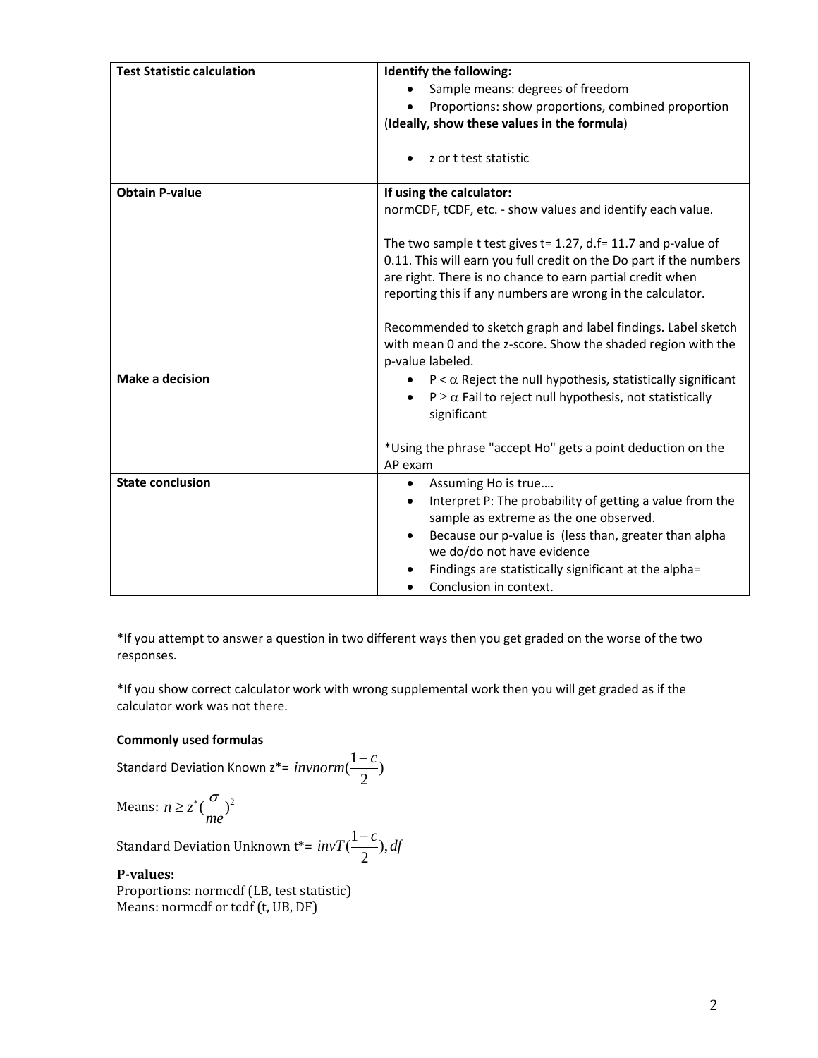| **Test Statistic calculation** | **Identify the following:**<br>• Sample means: degrees of freedom<br>• Proportions: show proportions, combined proportion<br>(**Ideally, show these values in the formula**)<br><br>• z or t test statistic |
|---|---|
| **Obtain P-value** | **If using the calculator:**<br>normCDF, tCDF, etc. - show values and identify each value.<br><br>The two sample t test gives t= 1.27, d.f= 11.7 and p-value of 0.11. This will earn you full credit on the Do part if the numbers are right. There is no chance to earn partial credit when reporting this if any numbers are wrong in the calculator.<br><br>Recommended to sketch graph and label findings. Label sketch with mean 0 and the z-score. Show the shaded region with the p-value labeled. |
| **Make a decision** | • $P < \alpha$ Reject the null hypothesis, statistically significant<br>• $P \geq \alpha$ Fail to reject null hypothesis, not statistically significant<br><br>*Using the phrase "accept Ho" gets a point deduction on the AP exam |
| **State conclusion** | • Assuming Ho is true….<br>• Interpret P: The probability of getting a value from the sample as extreme as the one observed.<br>• Because our p-value is (less than, greater than alpha we do/do not have evidence<br>• Findings are statistically significant at the alpha=<br>• Conclusion in context. |

*If you attempt to answer a question in two different ways then you get graded on the worse of the two responses.

*If you show correct calculator work with wrong supplemental work then you will get graded as if the calculator work was not there.

**Commonly used formulas**

Standard Deviation Known z*= $invnorm(\frac{1-c}{2})$

Means: $n \geq z^*(\frac{\sigma}{me})^2$

Standard Deviation Unknown t*= $invT(\frac{1-c}{2}), df$

**P-values:**

Proportions: normcdf (LB, test statistic)

Means: normcdf or tcdf (t, UB, DF)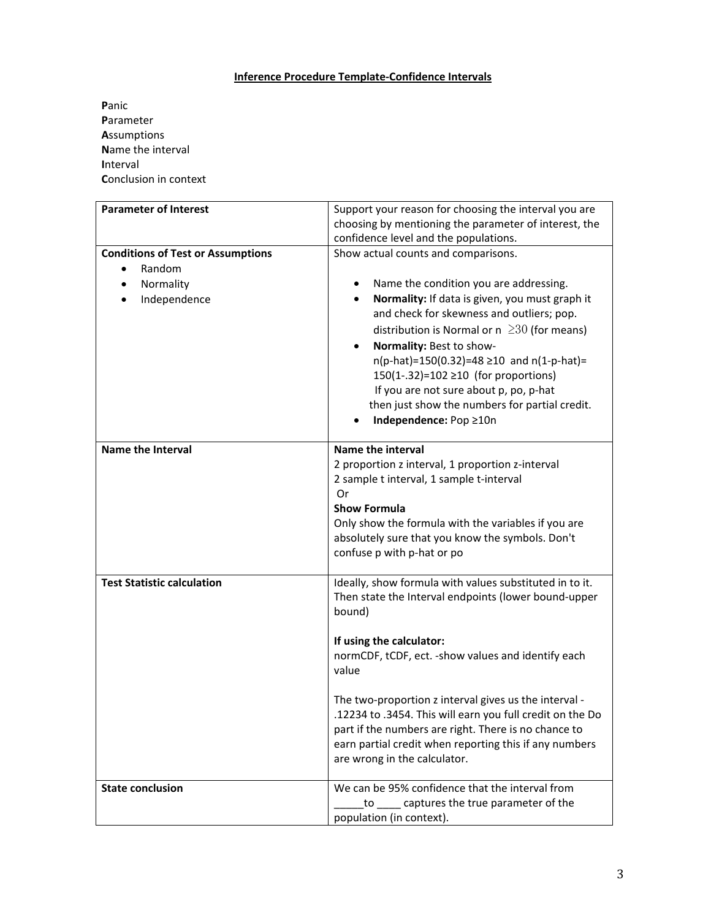# Inference Procedure Template-Confidence Intervals

**P**anic
**P**arameter
**A**ssumptions
**N**ame the interval
**I**nterval
**C**onclusion in context

| | |
|---|---|
| **Parameter of Interest** | Support your reason for choosing the interval you are choosing by mentioning the parameter of interest, the confidence level and the populations. |
| **Conditions of Test or Assumptions**<br>• Random<br>• Normality<br>• Independence | Show actual counts and comparisons.<br><br>• Name the condition you are addressing.<br>• **Normality:** If data is given, you must graph it and check for skewness and outliers; pop. distribution is Normal or n $\geq 30$ (for means)<br>• **Normality:** Best to show- n(p-hat)=150(0.32)=48 ≥10 and n(1-p-hat)= 150(1-.32)=102 ≥10 (for proportions)<br>If you are not sure about p, po, p-hat then just show the numbers for partial credit.<br>• **Independence:** Pop ≥10n |
| **Name the Interval** | **Name the interval**<br>2 proportion z interval, 1 proportion z-interval<br>2 sample t interval, 1 sample t-interval<br>Or<br>**Show Formula**<br>Only show the formula with the variables if you are absolutely sure that you know the symbols. Don't confuse p with p-hat or po |
| **Test Statistic calculation** | Ideally, show formula with values substituted in to it. Then state the Interval endpoints (lower bound-upper bound)<br><br>**If using the calculator:**<br>normCDF, tCDF, ect. -show values and identify each value<br><br>The two-proportion z interval gives us the interval -.12234 to .3454. This will earn you full credit on the Do part if the numbers are right. There is no chance to earn partial credit when reporting this if any numbers are wrong in the calculator. |
| **State conclusion** | We can be 95% confidence that the interval from _____to ____ captures the true parameter of the population (in context). |